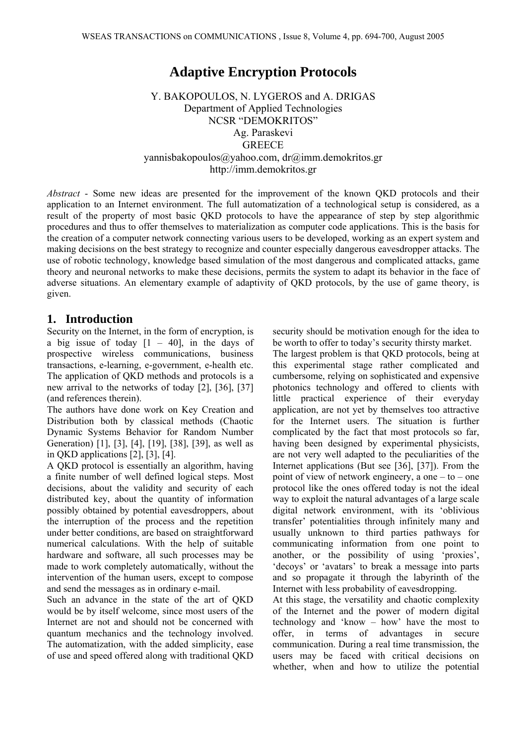# Adaptive Encryption Protocols

Y. BAKOPOULOS, N. LYGEROS and A. DRIGAS  
Department of Applied Technologies  
NCSR "DEMOKRITOS"  
Ag. Paraskevi  
GREECE  
yannisbakopoulos@yahoo.com, dr@imm.demokritos.gr  
http://imm.demokritos.gr

*Abstract* - Some new ideas are presented for the improvement of the known QKD protocols and their application to an Internet environment. The full automatization of a technological setup is considered, as a result of the property of most basic QKD protocols to have the appearance of step by step algorithmic procedures and thus to offer themselves to materialization as computer code applications. This is the basis for the creation of a computer network connecting various users to be developed, working as an expert system and making decisions on the best strategy to recognize and counter especially dangerous eavesdropper attacks. The use of robotic technology, knowledge based simulation of the most dangerous and complicated attacks, game theory and neuronal networks to make these decisions, permits the system to adapt its behavior in the face of adverse situations. An elementary example of adaptivity of QKD protocols, by the use of game theory, is given.

## 1. Introduction

Security on the Internet, in the form of encryption, is a big issue of today [1 – 40], in the days of prospective wireless communications, business transactions, e-learning, e-government, e-health etc. The application of QKD methods and protocols is a new arrival to the networks of today [2], [36], [37] (and references therein).

The authors have done work on Key Creation and Distribution both by classical methods (Chaotic Dynamic Systems Behavior for Random Number Generation) [1], [3], [4], [19], [38], [39], as well as in QKD applications [2], [3], [4].

A QKD protocol is essentially an algorithm, having a finite number of well defined logical steps. Most decisions, about the validity and security of each distributed key, about the quantity of information possibly obtained by potential eavesdroppers, about the interruption of the process and the repetition under better conditions, are based on straightforward numerical calculations. With the help of suitable hardware and software, all such processes may be made to work completely automatically, without the intervention of the human users, except to compose and send the messages as in ordinary e-mail.

Such an advance in the state of the art of QKD would be by itself welcome, since most users of the Internet are not and should not be concerned with quantum mechanics and the technology involved. The automatization, with the added simplicity, ease of use and speed offered along with traditional QKD security should be motivation enough for the idea to be worth to offer to today's security thirsty market.

The largest problem is that QKD protocols, being at this experimental stage rather complicated and cumbersome, relying on sophisticated and expensive photonics technology and offered to clients with little practical experience of their everyday application, are not yet by themselves too attractive for the Internet users. The situation is further complicated by the fact that most protocols so far, having been designed by experimental physicists, are not very well adapted to the peculiarities of the Internet applications (But see [36], [37]). From the point of view of network engineery, a one – to – one protocol like the ones offered today is not the ideal way to exploit the natural advantages of a large scale digital network environment, with its 'oblivious transfer' potentialities through infinitely many and usually unknown to third parties pathways for communicating information from one point to another, or the possibility of using 'proxies', 'decoys' or 'avatars' to break a message into parts and so propagate it through the labyrinth of the Internet with less probability of eavesdropping.

At this stage, the versatility and chaotic complexity of the Internet and the power of modern digital technology and 'know – how' have the most to offer, in terms of advantages in secure communication. During a real time transmission, the users may be faced with critical decisions on whether, when and how to utilize the potential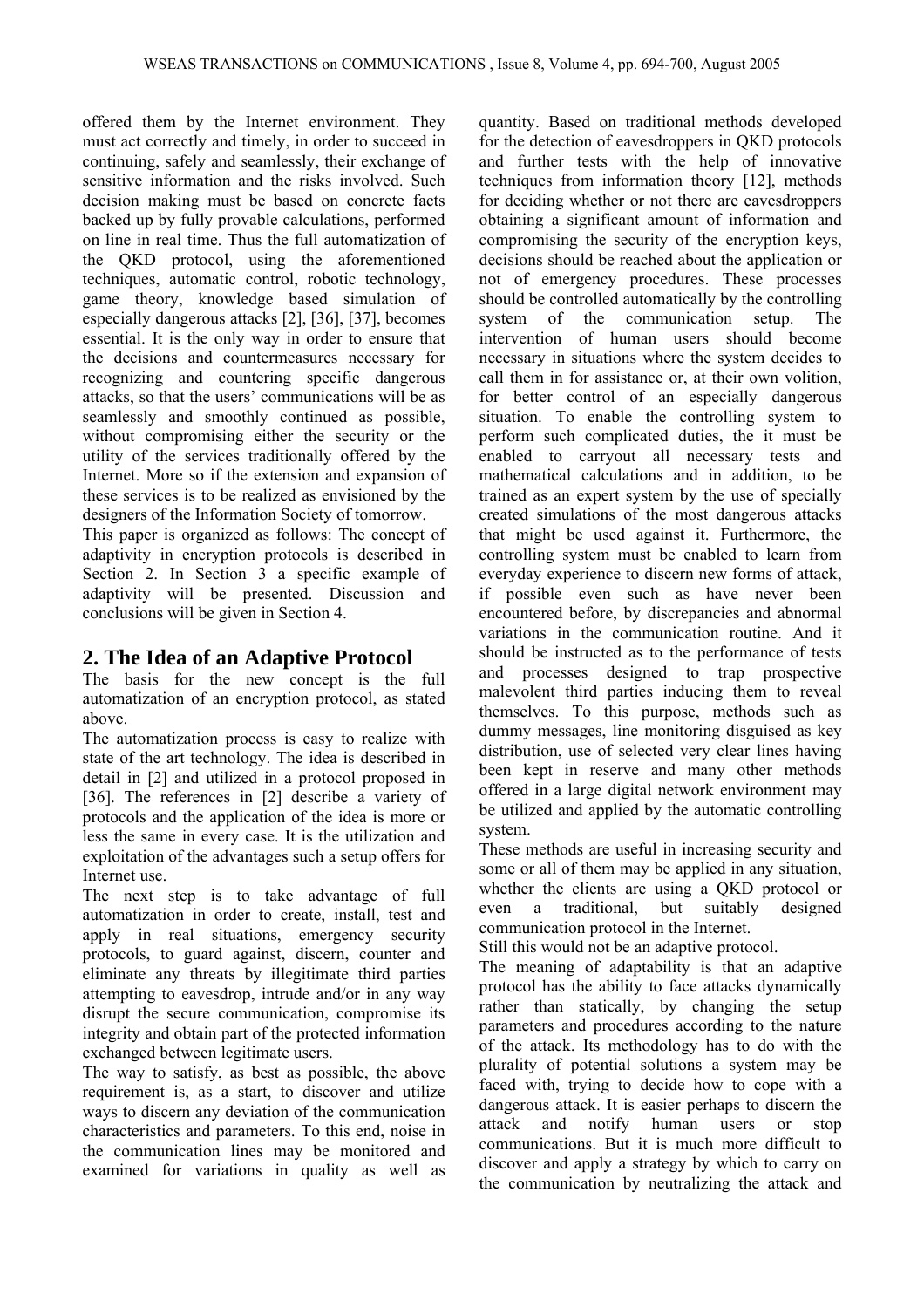offered them by the Internet environment. They must act correctly and timely, in order to succeed in continuing, safely and seamlessly, their exchange of sensitive information and the risks involved. Such decision making must be based on concrete facts backed up by fully provable calculations, performed on line in real time. Thus the full automatization of the QKD protocol, using the aforementioned techniques, automatic control, robotic technology, game theory, knowledge based simulation of especially dangerous attacks [2], [36], [37], becomes essential. It is the only way in order to ensure that the decisions and countermeasures necessary for recognizing and countering specific dangerous attacks, so that the users' communications will be as seamlessly and smoothly continued as possible, without compromising either the security or the utility of the services traditionally offered by the Internet. More so if the extension and expansion of these services is to be realized as envisioned by the designers of the Information Society of tomorrow.

This paper is organized as follows: The concept of adaptivity in encryption protocols is described in Section 2. In Section 3 a specific example of adaptivity will be presented. Discussion and conclusions will be given in Section 4.

## 2. The Idea of an Adaptive Protocol

The basis for the new concept is the full automatization of an encryption protocol, as stated above.

The automatization process is easy to realize with state of the art technology. The idea is described in detail in [2] and utilized in a protocol proposed in [36]. The references in [2] describe a variety of protocols and the application of the idea is more or less the same in every case. It is the utilization and exploitation of the advantages such a setup offers for Internet use.

The next step is to take advantage of full automatization in order to create, install, test and apply in real situations, emergency security protocols, to guard against, discern, counter and eliminate any threats by illegitimate third parties attempting to eavesdrop, intrude and/or in any way disrupt the secure communication, compromise its integrity and obtain part of the protected information exchanged between legitimate users.

The way to satisfy, as best as possible, the above requirement is, as a start, to discover and utilize ways to discern any deviation of the communication characteristics and parameters. To this end, noise in the communication lines may be monitored and examined for variations in quality as well as quantity. Based on traditional methods developed for the detection of eavesdroppers in QKD protocols and further tests with the help of innovative techniques from information theory [12], methods for deciding whether or not there are eavesdroppers obtaining a significant amount of information and compromising the security of the encryption keys, decisions should be reached about the application or not of emergency procedures. These processes should be controlled automatically by the controlling system of the communication setup. The intervention of human users should become necessary in situations where the system decides to call them in for assistance or, at their own volition, for better control of an especially dangerous situation. To enable the controlling system to perform such complicated duties, the it must be enabled to carryout all necessary tests and mathematical calculations and in addition, to be trained as an expert system by the use of specially created simulations of the most dangerous attacks that might be used against it. Furthermore, the controlling system must be enabled to learn from everyday experience to discern new forms of attack, if possible even such as have never been encountered before, by discrepancies and abnormal variations in the communication routine. And it should be instructed as to the performance of tests and processes designed to trap prospective malevolent third parties inducing them to reveal themselves. To this purpose, methods such as dummy messages, line monitoring disguised as key distribution, use of selected very clear lines having been kept in reserve and many other methods offered in a large digital network environment may be utilized and applied by the automatic controlling system.

These methods are useful in increasing security and some or all of them may be applied in any situation, whether the clients are using a QKD protocol or even a traditional, but suitably designed communication protocol in the Internet.

Still this would not be an adaptive protocol.

The meaning of adaptability is that an adaptive protocol has the ability to face attacks dynamically rather than statically, by changing the setup parameters and procedures according to the nature of the attack. Its methodology has to do with the plurality of potential solutions a system may be faced with, trying to decide how to cope with a dangerous attack. It is easier perhaps to discern the attack and notify human users or stop communications. But it is much more difficult to discover and apply a strategy by which to carry on the communication by neutralizing the attack and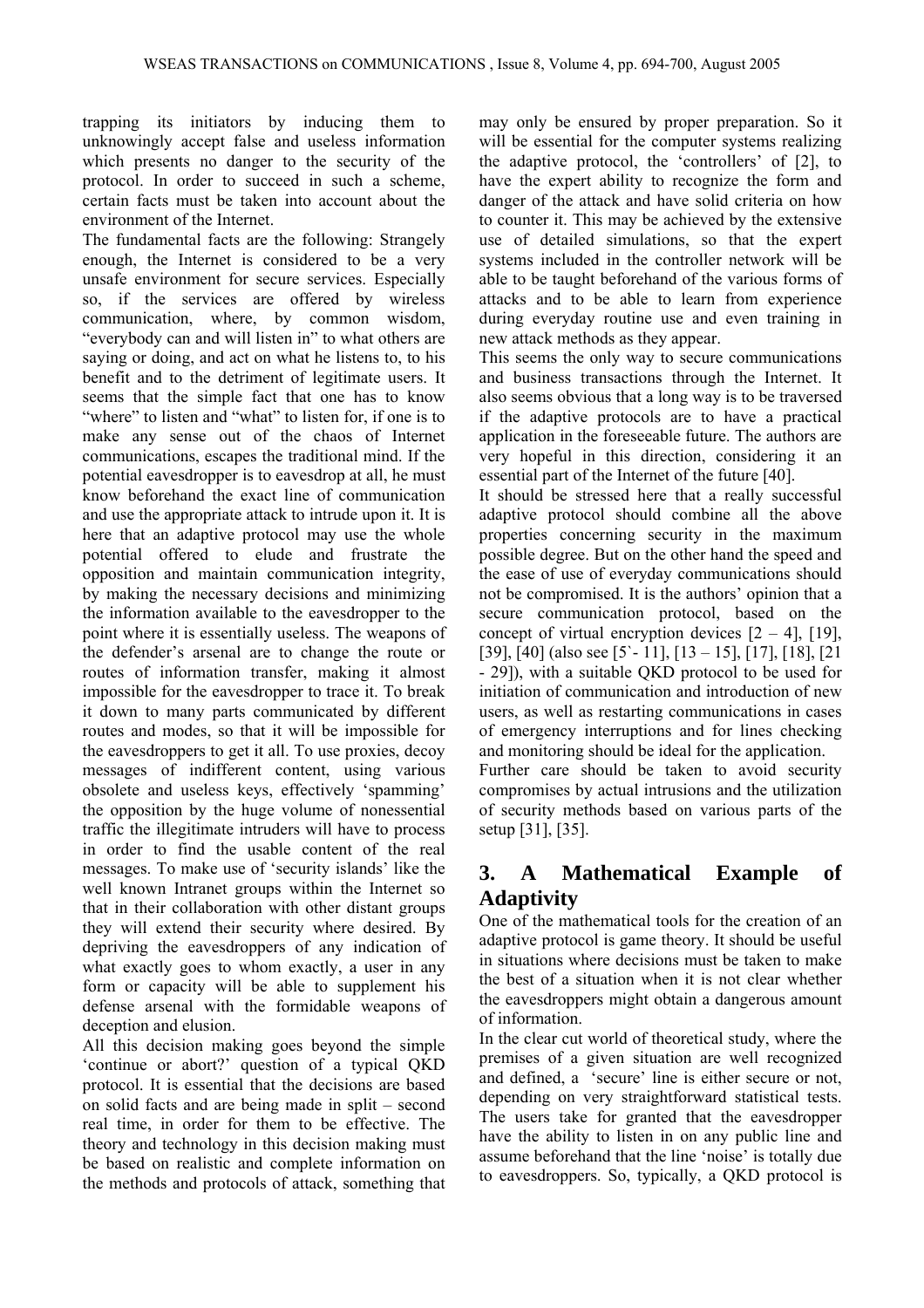trapping its initiators by inducing them to unknowingly accept false and useless information which presents no danger to the security of the protocol. In order to succeed in such a scheme, certain facts must be taken into account about the environment of the Internet.

The fundamental facts are the following: Strangely enough, the Internet is considered to be a very unsafe environment for secure services. Especially so, if the services are offered by wireless communication, where, by common wisdom, "everybody can and will listen in" to what others are saying or doing, and act on what he listens to, to his benefit and to the detriment of legitimate users. It seems that the simple fact that one has to know "where" to listen and "what" to listen for, if one is to make any sense out of the chaos of Internet communications, escapes the traditional mind. If the potential eavesdropper is to eavesdrop at all, he must know beforehand the exact line of communication and use the appropriate attack to intrude upon it. It is here that an adaptive protocol may use the whole potential offered to elude and frustrate the opposition and maintain communication integrity, by making the necessary decisions and minimizing the information available to the eavesdropper to the point where it is essentially useless. The weapons of the defender's arsenal are to change the route or routes of information transfer, making it almost impossible for the eavesdropper to trace it. To break it down to many parts communicated by different routes and modes, so that it will be impossible for the eavesdroppers to get it all. To use proxies, decoy messages of indifferent content, using various obsolete and useless keys, effectively 'spamming' the opposition by the huge volume of nonessential traffic the illegitimate intruders will have to process in order to find the usable content of the real messages. To make use of 'security islands' like the well known Intranet groups within the Internet so that in their collaboration with other distant groups they will extend their security where desired. By depriving the eavesdroppers of any indication of what exactly goes to whom exactly, a user in any form or capacity will be able to supplement his defense arsenal with the formidable weapons of deception and elusion.

All this decision making goes beyond the simple 'continue or abort?' question of a typical QKD protocol. It is essential that the decisions are based on solid facts and are being made in split – second real time, in order for them to be effective. The theory and technology in this decision making must be based on realistic and complete information on the methods and protocols of attack, something that may only be ensured by proper preparation. So it will be essential for the computer systems realizing the adaptive protocol, the 'controllers' of [2], to have the expert ability to recognize the form and danger of the attack and have solid criteria on how to counter it. This may be achieved by the extensive use of detailed simulations, so that the expert systems included in the controller network will be able to be taught beforehand of the various forms of attacks and to be able to learn from experience during everyday routine use and even training in new attack methods as they appear.

This seems the only way to secure communications and business transactions through the Internet. It also seems obvious that a long way is to be traversed if the adaptive protocols are to have a practical application in the foreseeable future. The authors are very hopeful in this direction, considering it an essential part of the Internet of the future [40].

It should be stressed here that a really successful adaptive protocol should combine all the above properties concerning security in the maximum possible degree. But on the other hand the speed and the ease of use of everyday communications should not be compromised. It is the authors' opinion that a secure communication protocol, based on the concept of virtual encryption devices [2 – 4], [19], [39], [40] (also see [5`- 11], [13 – 15], [17], [18], [21 - 29]), with a suitable QKD protocol to be used for initiation of communication and introduction of new users, as well as restarting communications in cases of emergency interruptions and for lines checking and monitoring should be ideal for the application.

Further care should be taken to avoid security compromises by actual intrusions and the utilization of security methods based on various parts of the setup [31], [35].

## 3. A Mathematical Example of Adaptivity

One of the mathematical tools for the creation of an adaptive protocol is game theory. It should be useful in situations where decisions must be taken to make the best of a situation when it is not clear whether the eavesdroppers might obtain a dangerous amount of information.

In the clear cut world of theoretical study, where the premises of a given situation are well recognized and defined, a 'secure' line is either secure or not, depending on very straightforward statistical tests. The users take for granted that the eavesdropper have the ability to listen in on any public line and assume beforehand that the line 'noise' is totally due to eavesdroppers. So, typically, a QKD protocol is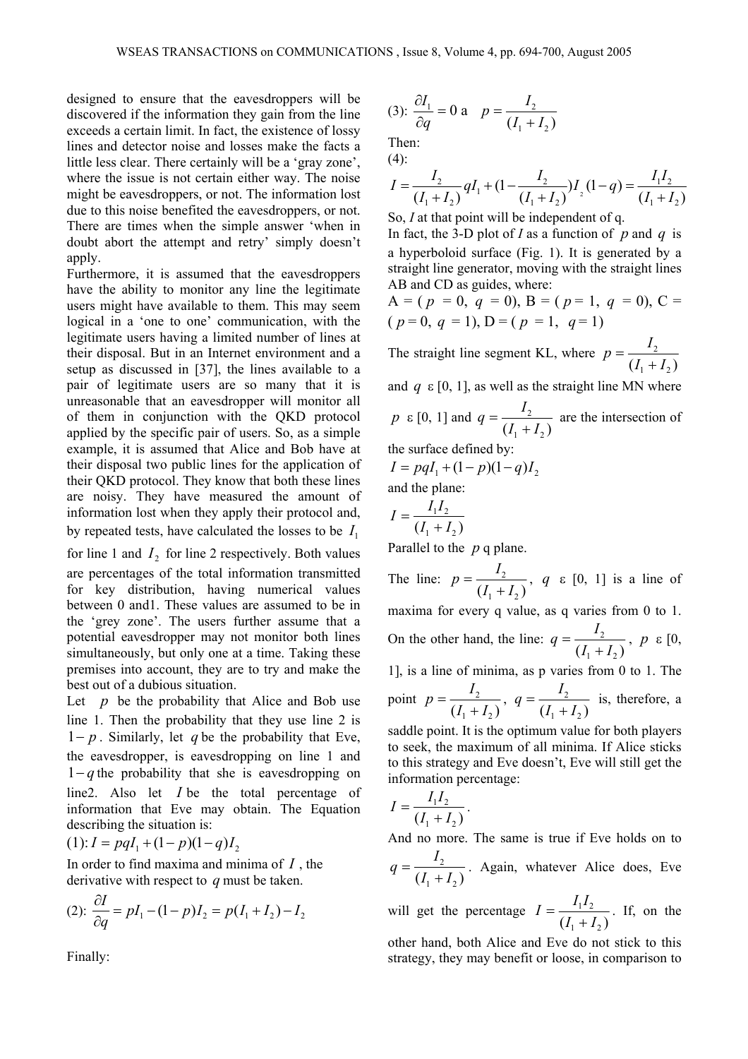designed to ensure that the eavesdroppers will be discovered if the information they gain from the line exceeds a certain limit. In fact, the existence of lossy lines and detector noise and losses make the facts a little less clear. There certainly will be a 'gray zone', where the issue is not certain either way. The noise might be eavesdroppers, or not. The information lost due to this noise benefited the eavesdroppers, or not. There are times when the simple answer 'when in doubt abort the attempt and retry' simply doesn't apply.

Furthermore, it is assumed that the eavesdroppers have the ability to monitor any line the legitimate users might have available to them. This may seem logical in a 'one to one' communication, with the legitimate users having a limited number of lines at their disposal. But in an Internet environment and a setup as discussed in [37], the lines available to a pair of legitimate users are so many that it is unreasonable that an eavesdropper will monitor all of them in conjunction with the QKD protocol applied by the specific pair of users. So, as a simple example, it is assumed that Alice and Bob have at their disposal two public lines for the application of their QKD protocol. They know that both these lines are noisy. They have measured the amount of information lost when they apply their protocol and, by repeated tests, have calculated the losses to be $I_1$ for line 1 and $I_2$ for line 2 respectively. Both values are percentages of the total information transmitted for key distribution, having numerical values between 0 and1. These values are assumed to be in the 'grey zone'. The users further assume that a potential eavesdropper may not monitor both lines simultaneously, but only one at a time. Taking these premises into account, they are to try and make the best out of a dubious situation.

Let $p$ be the probability that Alice and Bob use line 1. Then the probability that they use line 2 is $1-p$. Similarly, let $q$ be the probability that Eve, the eavesdropper, is eavesdropping on line 1 and $1-q$ the probability that she is eavesdropping on line2. Also let $I$ be the total percentage of information that Eve may obtain. The Equation describing the situation is:

(1): $I = pqI_1 + (1-p)(1-q)I_2$

In order to find maxima and minima of $I$, the derivative with respect to $q$ must be taken.

(2): $\dfrac{\partial I}{\partial q} = pI_1 - (1-p)I_2 = p(I_1 + I_2) - I_2$

Finally:

(3): $\dfrac{\partial I_1}{\partial q} = 0$ a $\quad p = \dfrac{I_2}{(I_1 + I_2)}$

Then:

(4):

$$I = \frac{I_2}{(I_1 + I_2)} qI_1 + \left(1 - \frac{I_2}{(I_1 + I_2)}\right) I_2 (1-q) = \frac{I_1 I_2}{(I_1 + I_2)}$$

So, $I$ at that point will be independent of q.

In fact, the 3-D plot of $I$ as a function of $p$ and $q$ is a hyperboloid surface (Fig. 1). It is generated by a straight line generator, moving with the straight lines AB and CD as guides, where:

A = ($p$ = 0, $q$ = 0), B = ($p$ = 1, $q$ = 0), C = ($p$ = 0, $q$ = 1), D = ($p$ = 1, $q$ = 1)

The straight line segment KL, where $p = \dfrac{I_2}{(I_1 + I_2)}$ and $q$ ε [0, 1], as well as the straight line MN where $p$ ε [0, 1] and $q = \dfrac{I_2}{(I_1 + I_2)}$ are the intersection of the surface defined by:

$I = pqI_1 + (1-p)(1-q)I_2$

and the plane:

$I = \dfrac{I_1 I_2}{(I_1 + I_2)}$

Parallel to the $p$ q plane.

The line: $p = \dfrac{I_2}{(I_1 + I_2)}$, $q$ ε [0, 1] is a line of maxima for every q value, as q varies from 0 to 1. On the other hand, the line: $q = \dfrac{I_2}{(I_1 + I_2)}$, $p$ ε [0, 1], is a line of minima, as p varies from 0 to 1. The point $p = \dfrac{I_2}{(I_1 + I_2)}$, $q = \dfrac{I_2}{(I_1 + I_2)}$ is, therefore, a saddle point. It is the optimum value for both players to seek, the maximum of all minima. If Alice sticks to this strategy and Eve doesn't, Eve will still get the information percentage:

$I = \dfrac{I_1 I_2}{(I_1 + I_2)}$.

And no more. The same is true if Eve holds on to $q = \dfrac{I_2}{(I_1 + I_2)}$. Again, whatever Alice does, Eve will get the percentage $I = \dfrac{I_1 I_2}{(I_1 + I_2)}$. If, on the other hand, both Alice and Eve do not stick to this strategy, they may benefit or loose, in comparison to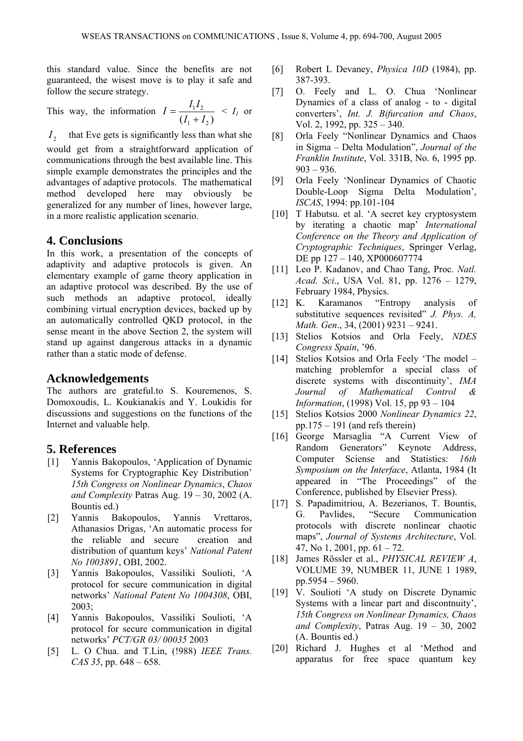this standard value. Since the benefits are not guaranteed, the wisest move is to play it safe and follow the secure strategy.

This way, the information $I = \frac{I_1 I_2}{(I_1 + I_2)}$ < $I_1$ or $I_2$ that Eve gets is significantly less than what she would get from a straightforward application of communications through the best available line. This simple example demonstrates the principles and the advantages of adaptive protocols. The mathematical method developed here may obviously be generalized for any number of lines, however large, in a more realistic application scenario.

## 4. Conclusions

In this work, a presentation of the concepts of adaptivity and adaptive protocols is given. An elementary example of game theory application in an adaptive protocol was described. By the use of such methods an adaptive protocol, ideally combining virtual encryption devices, backed up by an automatically controlled QKD protocol, in the sense meant in the above Section 2, the system will stand up against dangerous attacks in a dynamic rather than a static mode of defense.

## Acknowledgements

The authors are grateful.to S. Kouremenos, S. Domoxoudis, L. Koukianakis and Y. Loukidis for discussions and suggestions on the functions of the Internet and valuable help.

## 5. References

[1] Yannis Bakopoulos, 'Application of Dynamic Systems for Cryptographic Key Distribution' *15th Congress on Nonlinear Dynamics*, *Chaos and Complexity* Patras Aug. 19 – 30, 2002 (A. Bountis ed.)

[2] Yannis Bakopoulos, Yannis Vrettaros, Athanasios Drigas, 'An automatic process for the reliable and secure creation and distribution of quantum keys' *National Patent No 1003891*, OBI, 2002.

[3] Yannis Bakopoulos, Vassiliki Soulioti, 'A protocol for secure communication in digital networks' *National Patent No 1004308*, OBI, 2003;

[4] Yannis Bakopoulos, Vassiliki Soulioti, 'A protocol for secure communication in digital networks' *PCT/GR 03/ 00035* 2003

[5] L. O Chua. and T.Lin, (!988) *IEEE Trans. CAS 35*, pp. 648 – 658.

[6] Robert L Devaney, *Physica 10D* (1984), pp. 387-393.

[7] O. Feely and L. O. Chua 'Nonlinear Dynamics of a class of analog - to - digital converters', *Int. J. Bifurcation and Chaos*, Vol. 2, 1992, pp. 325 – 340.

[8] Orla Feely "Nonlinear Dynamics and Chaos in Sigma – Delta Modulation", *Journal of the Franklin Institute*, Vol. 331B, No. 6, 1995 pp. 903 – 936.

[9] Orla Feely 'Nonlinear Dynamics of Chaotic Double-Loop Sigma Delta Modulation', *ISCAS*, 1994: pp.101-104

[10] T Habutsu. et al. 'A secret key cryptosystem by iterating a chaotic map' *International Conference on the Theory and Application of Cryptographic Techniques*, Springer Verlag, DE pp 127 – 140, XP000607774

[11] Leo P. Kadanov, and Chao Tang, Proc. *Natl. Acad. Sci*., USA Vol. 81, pp. 1276 – 1279, February 1984, Physics.

[12] K. Karamanos "Entropy analysis of substitutive sequences revisited" *J. Phys. A, Math. Gen*., 34, (2001) 9231 – 9241.

[13] Stelios Kotsios and Orla Feely, *NDES Congress Spain*, '96.

[14] Stelios Kotsios and Orla Feely 'The model – matching problemfor a special class of discrete systems with discontinuity', *IMA Journal of Mathematical Control & Information*, (1998) Vol. 15, pp 93 – 104

[15] Stelios Kotsios 2000 *Nonlinear Dynamics 22*, pp.175 – 191 (and refs therein)

[16] George Marsaglia "A Current View of Random Generators" Keynote Address, Computer Sciense and Statistics: *16th Symposium on the Interface*, Atlanta, 1984 (It appeared in "The Proceedings" of the Conference, published by Elsevier Press).

[17] S. Papadimitriou, A. Bezerianos, T. Bountis, G. Pavlides, "Secure Communication protocols with discrete nonlinear chaotic maps", *Journal of Systems Architecture*, Vol. 47, No 1, 2001, pp. 61 – 72.

[18] James Rössler et al., *PHYSICAL REVIEW A*, VOLUME 39, NUMBER 11, JUNE 1 1989, pp.5954 – 5960.

[19] V. Soulioti 'A study on Discrete Dynamic Systems with a linear part and discontnuity', *15th Congress on Nonlinear Dynamics, Chaos and Complexity*, Patras Aug. 19 – 30, 2002 (A. Bountis ed.)

[20] Richard J. Hughes et al 'Method and apparatus for free space quantum key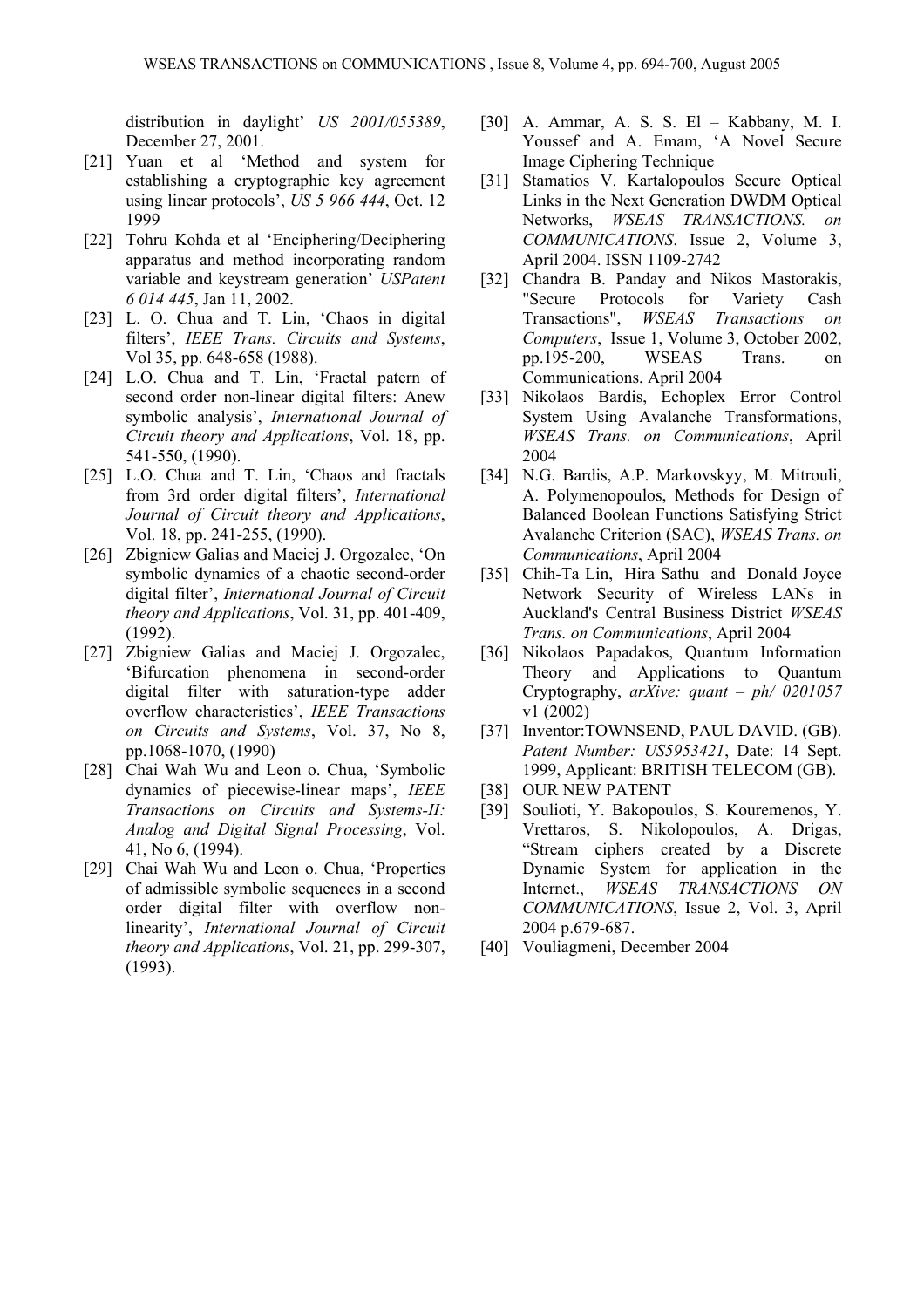distribution in daylight' *US 2001/055389*, December 27, 2001.

[21] Yuan et al 'Method and system for establishing a cryptographic key agreement using linear protocols', *US 5 966 444*, Oct. 12 1999

[22] Tohru Kohda et al 'Enciphering/Deciphering apparatus and method incorporating random variable and keystream generation' *USPatent 6 014 445*, Jan 11, 2002.

[23] L. O. Chua and T. Lin, 'Chaos in digital filters', *IEEE Trans. Circuits and Systems*, Vol 35, pp. 648-658 (1988).

[24] L.O. Chua and T. Lin, 'Fractal patern of second order non-linear digital filters: Anew symbolic analysis', *International Journal of Circuit theory and Applications*, Vol. 18, pp. 541-550, (1990).

[25] L.O. Chua and T. Lin, 'Chaos and fractals from 3rd order digital filters', *International Journal of Circuit theory and Applications*, Vol. 18, pp. 241-255, (1990).

[26] Zbigniew Galias and Maciej J. Orgozalec, 'On symbolic dynamics of a chaotic second-order digital filter', *International Journal of Circuit theory and Applications*, Vol. 31, pp. 401-409, (1992).

[27] Zbigniew Galias and Maciej J. Orgozalec, 'Bifurcation phenomena in second-order digital filter with saturation-type adder overflow characteristics', *IEEE Transactions on Circuits and Systems*, Vol. 37, No 8, pp.1068-1070, (1990)

[28] Chai Wah Wu and Leon o. Chua, 'Symbolic dynamics of piecewise-linear maps', *IEEE Transactions on Circuits and Systems-II: Analog and Digital Signal Processing*, Vol. 41, No 6, (1994).

[29] Chai Wah Wu and Leon o. Chua, 'Properties of admissible symbolic sequences in a second order digital filter with overflow non-linearity', *International Journal of Circuit theory and Applications*, Vol. 21, pp. 299-307, (1993).

[30] A. Ammar, A. S. S. El – Kabbany, M. I. Youssef and A. Emam, 'A Novel Secure Image Ciphering Technique

[31] Stamatios V. Kartalopoulos Secure Optical Links in the Next Generation DWDM Optical Networks, *WSEAS TRANSACTIONS. on COMMUNICATIONS*. Issue 2, Volume 3, April 2004. ISSN 1109-2742

[32] Chandra B. Panday and Nikos Mastorakis, "Secure Protocols for Variety Cash Transactions", *WSEAS Transactions on Computers*, Issue 1, Volume 3, October 2002, pp.195-200, WSEAS Trans. on Communications, April 2004

[33] Nikolaos Bardis, Echoplex Error Control System Using Avalanche Transformations, *WSEAS Trans. on Communications*, April 2004

[34] N.G. Bardis, A.P. Markovskyy, M. Mitrouli, A. Polymenopoulos, Methods for Design of Balanced Boolean Functions Satisfying Strict Avalanche Criterion (SAC), *WSEAS Trans. on Communications*, April 2004

[35] Chih-Ta Lin, Hira Sathu and Donald Joyce Network Security of Wireless LANs in Auckland's Central Business District *WSEAS Trans. on Communications*, April 2004

[36] Nikolaos Papadakos, Quantum Information Theory and Applications to Quantum Cryptography, *arXive: quant – ph/ 0201057* v1 (2002)

[37] Inventor:TOWNSEND, PAUL DAVID. (GB). *Patent Number: US5953421*, Date: 14 Sept. 1999, Applicant: BRITISH TELECOM (GB).

[38] OUR NEW PATENT

[39] Soulioti, Y. Bakopoulos, S. Kouremenos, Y. Vrettaros, S. Nikolopoulos, A. Drigas, "Stream ciphers created by a Discrete Dynamic System for application in the Internet., *WSEAS TRANSACTIONS ON COMMUNICATIONS*, Issue 2, Vol. 3, April 2004 p.679-687.

[40] Vouliagmeni, December 2004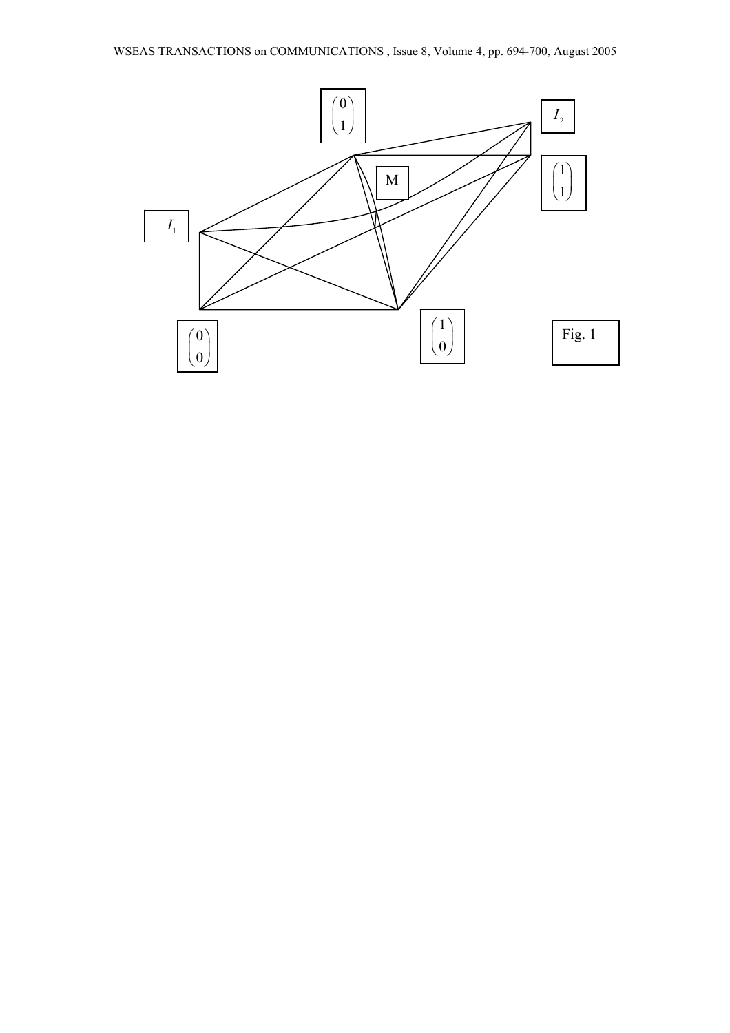$\begin{pmatrix} 0 \\ 1 \end{pmatrix}$

$I_2$

M

$\begin{pmatrix} 1 \\ 1 \end{pmatrix}$

$I_1$

$\begin{pmatrix} 0 \\ 0 \end{pmatrix}$

$\begin{pmatrix} 1 \\ 0 \end{pmatrix}$

Fig. 1